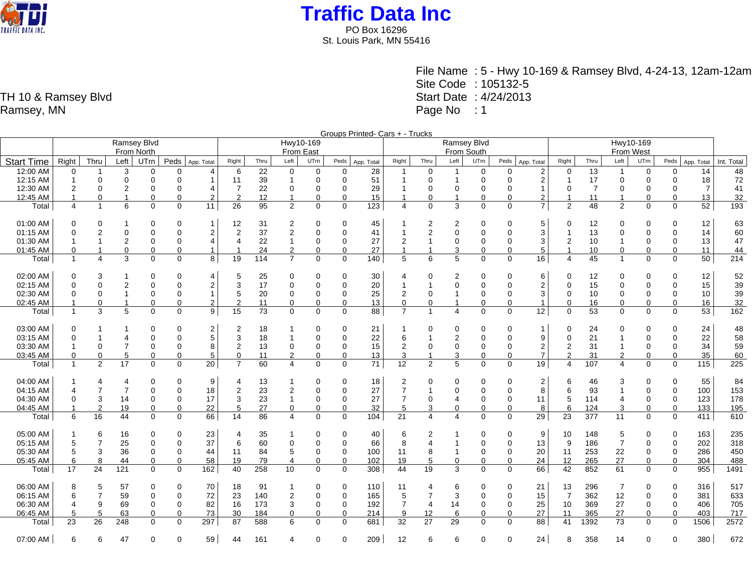# Traffic Data Inc

PO Box 16296
St. Louis Park, MN 55416

TH 10 & Ramsey Blvd
Ramsey, MN

File Name : 5 - Hwy 10-169 & Ramsey Blvd, 4-24-13, 12am-12am
Site Code : 105132-5
Start Date : 4/24/2013
Page No : 1

Groups Printed- Cars + - Trucks

| | Ramsey Blvd From North | | | | | | Hwy10-169 From East | | | | | | Ramsey Blvd From South | | | | | | Hwy10-169 From West | | | | | | |
|---|---|---|---|---|---|---|---|---|---|---|---|---|---|---|---|---|---|---|---|---|---|---|---|---|---|
| Start Time | Right | Thru | Left | UTrn | Peds | App. Total | Right | Thru | Left | UTrn | Peds | App. Total | Right | Thru | Left | UTrn | Peds | App. Total | Right | Thru | Left | UTrn | Peds | App. Total | Int. Total |
| 12:00 AM | 0 | 1 | 3 | 0 | 0 | 4 | 6 | 22 | 0 | 0 | 0 | 28 | 1 | 0 | 1 | 0 | 0 | 2 | 0 | 13 | 1 | 0 | 0 | 14 | 48 |
| 12:15 AM | 1 | 0 | 0 | 0 | 0 | 1 | 11 | 39 | 1 | 0 | 0 | 51 | 1 | 0 | 1 | 0 | 0 | 2 | 1 | 17 | 0 | 0 | 0 | 18 | 72 |
| 12:30 AM | 2 | 0 | 2 | 0 | 0 | 4 | 7 | 22 | 0 | 0 | 0 | 29 | 1 | 0 | 0 | 0 | 0 | 1 | 0 | 7 | 0 | 0 | 0 | 7 | 41 |
| 12:45 AM | 1 | 0 | 1 | 0 | 0 | 2 | 2 | 12 | 1 | 0 | 0 | 15 | 1 | 0 | 1 | 0 | 0 | 2 | 1 | 11 | 1 | 0 | 0 | 13 | 32 |
| Total | 4 | 1 | 6 | 0 | 0 | 11 | 26 | 95 | 2 | 0 | 0 | 123 | 4 | 0 | 3 | 0 | 0 | 7 | 2 | 48 | 2 | 0 | 0 | 52 | 193 |
| | | | | | | | | | | | | | | | | | | | | | | | | | |
| 01:00 AM | 0 | 0 | 1 | 0 | 0 | 1 | 12 | 31 | 2 | 0 | 0 | 45 | 1 | 2 | 2 | 0 | 0 | 5 | 0 | 12 | 0 | 0 | 0 | 12 | 63 |
| 01:15 AM | 0 | 2 | 0 | 0 | 0 | 2 | 2 | 37 | 2 | 0 | 0 | 41 | 1 | 2 | 0 | 0 | 0 | 3 | 1 | 13 | 0 | 0 | 0 | 14 | 60 |
| 01:30 AM | 1 | 1 | 2 | 0 | 0 | 4 | 4 | 22 | 1 | 0 | 0 | 27 | 2 | 1 | 0 | 0 | 0 | 3 | 2 | 10 | 1 | 0 | 0 | 13 | 47 |
| 01:45 AM | 0 | 1 | 0 | 0 | 0 | 1 | 1 | 24 | 2 | 0 | 0 | 27 | 1 | 1 | 3 | 0 | 0 | 5 | 1 | 10 | 0 | 0 | 0 | 11 | 44 |
| Total | 1 | 4 | 3 | 0 | 0 | 8 | 19 | 114 | 7 | 0 | 0 | 140 | 5 | 6 | 5 | 0 | 0 | 16 | 4 | 45 | 1 | 0 | 0 | 50 | 214 |
| | | | | | | | | | | | | | | | | | | | | | | | | | |
| 02:00 AM | 0 | 3 | 1 | 0 | 0 | 4 | 5 | 25 | 0 | 0 | 0 | 30 | 4 | 0 | 2 | 0 | 0 | 6 | 0 | 12 | 0 | 0 | 0 | 12 | 52 |
| 02:15 AM | 0 | 0 | 2 | 0 | 0 | 2 | 3 | 17 | 0 | 0 | 0 | 20 | 1 | 1 | 0 | 0 | 0 | 2 | 0 | 15 | 0 | 0 | 0 | 15 | 39 |
| 02:30 AM | 0 | 0 | 1 | 0 | 0 | 1 | 5 | 20 | 0 | 0 | 0 | 25 | 2 | 0 | 1 | 0 | 0 | 3 | 0 | 10 | 0 | 0 | 0 | 10 | 39 |
| 02:45 AM | 1 | 0 | 1 | 0 | 0 | 2 | 2 | 11 | 0 | 0 | 0 | 13 | 0 | 0 | 1 | 0 | 0 | 1 | 0 | 16 | 0 | 0 | 0 | 16 | 32 |
| Total | 1 | 3 | 5 | 0 | 0 | 9 | 15 | 73 | 0 | 0 | 0 | 88 | 7 | 1 | 4 | 0 | 0 | 12 | 0 | 53 | 0 | 0 | 0 | 53 | 162 |
| | | | | | | | | | | | | | | | | | | | | | | | | | |
| 03:00 AM | 0 | 1 | 1 | 0 | 0 | 2 | 2 | 18 | 1 | 0 | 0 | 21 | 1 | 0 | 0 | 0 | 0 | 1 | 0 | 24 | 0 | 0 | 0 | 24 | 48 |
| 03:15 AM | 0 | 1 | 4 | 0 | 0 | 5 | 3 | 18 | 1 | 0 | 0 | 22 | 6 | 1 | 2 | 0 | 0 | 9 | 0 | 21 | 1 | 0 | 0 | 22 | 58 |
| 03:30 AM | 1 | 0 | 7 | 0 | 0 | 8 | 2 | 13 | 0 | 0 | 0 | 15 | 2 | 0 | 0 | 0 | 0 | 2 | 2 | 31 | 1 | 0 | 0 | 34 | 59 |
| 03:45 AM | 0 | 0 | 5 | 0 | 0 | 5 | 0 | 11 | 2 | 0 | 0 | 13 | 3 | 1 | 3 | 0 | 0 | 7 | 2 | 31 | 2 | 0 | 0 | 35 | 60 |
| Total | 1 | 2 | 17 | 0 | 0 | 20 | 7 | 60 | 4 | 0 | 0 | 71 | 12 | 2 | 5 | 0 | 0 | 19 | 4 | 107 | 4 | 0 | 0 | 115 | 225 |
| | | | | | | | | | | | | | | | | | | | | | | | | | |
| 04:00 AM | 1 | 4 | 4 | 0 | 0 | 9 | 4 | 13 | 1 | 0 | 0 | 18 | 2 | 0 | 0 | 0 | 0 | 2 | 6 | 46 | 3 | 0 | 0 | 55 | 84 |
| 04:15 AM | 4 | 7 | 7 | 0 | 0 | 18 | 2 | 23 | 2 | 0 | 0 | 27 | 7 | 1 | 0 | 0 | 0 | 8 | 6 | 93 | 1 | 0 | 0 | 100 | 153 |
| 04:30 AM | 0 | 3 | 14 | 0 | 0 | 17 | 3 | 23 | 1 | 0 | 0 | 27 | 7 | 0 | 4 | 0 | 0 | 11 | 5 | 114 | 4 | 0 | 0 | 123 | 178 |
| 04:45 AM | 1 | 2 | 19 | 0 | 0 | 22 | 5 | 27 | 0 | 0 | 0 | 32 | 5 | 3 | 0 | 0 | 0 | 8 | 6 | 124 | 3 | 0 | 0 | 133 | 195 |
| Total | 6 | 16 | 44 | 0 | 0 | 66 | 14 | 86 | 4 | 0 | 0 | 104 | 21 | 4 | 4 | 0 | 0 | 29 | 23 | 377 | 11 | 0 | 0 | 411 | 610 |
| | | | | | | | | | | | | | | | | | | | | | | | | | |
| 05:00 AM | 1 | 6 | 16 | 0 | 0 | 23 | 4 | 35 | 1 | 0 | 0 | 40 | 6 | 2 | 1 | 0 | 0 | 9 | 10 | 148 | 5 | 0 | 0 | 163 | 235 |
| 05:15 AM | 5 | 7 | 25 | 0 | 0 | 37 | 6 | 60 | 0 | 0 | 0 | 66 | 8 | 4 | 1 | 0 | 0 | 13 | 9 | 186 | 7 | 0 | 0 | 202 | 318 |
| 05:30 AM | 5 | 3 | 36 | 0 | 0 | 44 | 11 | 84 | 5 | 0 | 0 | 100 | 11 | 8 | 1 | 0 | 0 | 20 | 11 | 253 | 22 | 0 | 0 | 286 | 450 |
| 05:45 AM | 6 | 8 | 44 | 0 | 0 | 58 | 19 | 79 | 4 | 0 | 0 | 102 | 19 | 5 | 0 | 0 | 0 | 24 | 12 | 265 | 27 | 0 | 0 | 304 | 488 |
| Total | 17 | 24 | 121 | 0 | 0 | 162 | 40 | 258 | 10 | 0 | 0 | 308 | 44 | 19 | 3 | 0 | 0 | 66 | 42 | 852 | 61 | 0 | 0 | 955 | 1491 |
| | | | | | | | | | | | | | | | | | | | | | | | | | |
| 06:00 AM | 8 | 5 | 57 | 0 | 0 | 70 | 18 | 91 | 1 | 0 | 0 | 110 | 11 | 4 | 6 | 0 | 0 | 21 | 13 | 296 | 7 | 0 | 0 | 316 | 517 |
| 06:15 AM | 6 | 7 | 59 | 0 | 0 | 72 | 23 | 140 | 2 | 0 | 0 | 165 | 5 | 7 | 3 | 0 | 0 | 15 | 7 | 362 | 12 | 0 | 0 | 381 | 633 |
| 06:30 AM | 4 | 9 | 69 | 0 | 0 | 82 | 16 | 173 | 3 | 0 | 0 | 192 | 7 | 4 | 14 | 0 | 0 | 25 | 10 | 369 | 27 | 0 | 0 | 406 | 705 |
| 06:45 AM | 5 | 5 | 63 | 0 | 0 | 73 | 30 | 184 | 0 | 0 | 0 | 214 | 9 | 12 | 6 | 0 | 0 | 27 | 11 | 365 | 27 | 0 | 0 | 403 | 717 |
| Total | 23 | 26 | 248 | 0 | 0 | 297 | 87 | 588 | 6 | 0 | 0 | 681 | 32 | 27 | 29 | 0 | 0 | 88 | 41 | 1392 | 73 | 0 | 0 | 1506 | 2572 |
| | | | | | | | | | | | | | | | | | | | | | | | | | |
| 07:00 AM | 6 | 6 | 47 | 0 | 0 | 59 | 44 | 161 | 4 | 0 | 0 | 209 | 12 | 6 | 6 | 0 | 0 | 24 | 8 | 358 | 14 | 0 | 0 | 380 | 672 |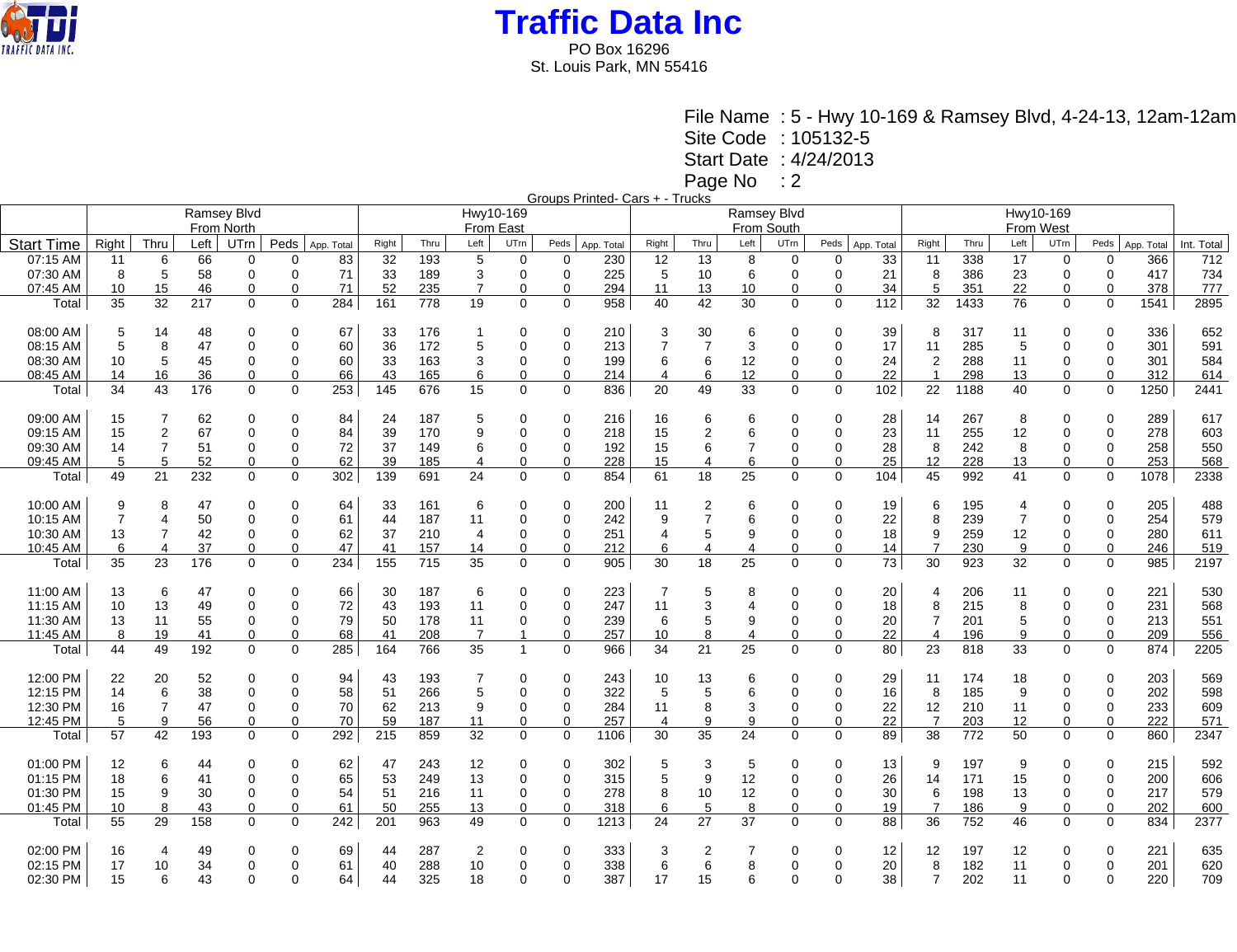# Traffic Data Inc

PO Box 16296
St. Louis Park, MN 55416

File Name : 5 - Hwy 10-169 & Ramsey Blvd, 4-24-13, 12am-12am
Site Code : 105132-5
Start Date : 4/24/2013
Page No : 2

Groups Printed- Cars + - Trucks

| | Ramsey Blvd From North | | | | | | Hwy10-169 From East | | | | | | Ramsey Blvd From South | | | | | | Hwy10-169 From West | | | | | | |
|---|---|---|---|---|---|---|---|---|---|---|---|---|---|---|---|---|---|---|---|---|---|---|---|---|---|
| Start Time | Right | Thru | Left | UTrn | Peds | App. Total | Right | Thru | Left | UTrn | Peds | App. Total | Right | Thru | Left | UTrn | Peds | App. Total | Right | Thru | Left | UTrn | Peds | App. Total | Int. Total |
| 07:15 AM | 11 | 6 | 66 | 0 | 0 | 83 | 32 | 193 | 5 | 0 | 0 | 230 | 12 | 13 | 8 | 0 | 0 | 33 | 11 | 338 | 17 | 0 | 0 | 366 | 712 |
| 07:30 AM | 8 | 5 | 58 | 0 | 0 | 71 | 33 | 189 | 3 | 0 | 0 | 225 | 5 | 10 | 6 | 0 | 0 | 21 | 8 | 386 | 23 | 0 | 0 | 417 | 734 |
| 07:45 AM | 10 | 15 | 46 | 0 | 0 | 71 | 52 | 235 | 7 | 0 | 0 | 294 | 11 | 13 | 10 | 0 | 0 | 34 | 5 | 351 | 22 | 0 | 0 | 378 | 777 |
| Total | 35 | 32 | 217 | 0 | 0 | 284 | 161 | 778 | 19 | 0 | 0 | 958 | 40 | 42 | 30 | 0 | 0 | 112 | 32 | 1433 | 76 | 0 | 0 | 1541 | 2895 |
| 08:00 AM | 5 | 14 | 48 | 0 | 0 | 67 | 33 | 176 | 1 | 0 | 0 | 210 | 3 | 30 | 6 | 0 | 0 | 39 | 8 | 317 | 11 | 0 | 0 | 336 | 652 |
| 08:15 AM | 5 | 8 | 47 | 0 | 0 | 60 | 36 | 172 | 5 | 0 | 0 | 213 | 7 | 7 | 3 | 0 | 0 | 17 | 11 | 285 | 5 | 0 | 0 | 301 | 591 |
| 08:30 AM | 10 | 5 | 45 | 0 | 0 | 60 | 33 | 163 | 3 | 0 | 0 | 199 | 6 | 6 | 12 | 0 | 0 | 24 | 2 | 288 | 11 | 0 | 0 | 301 | 584 |
| 08:45 AM | 14 | 16 | 36 | 0 | 0 | 66 | 43 | 165 | 6 | 0 | 0 | 214 | 4 | 6 | 12 | 0 | 0 | 22 | 1 | 298 | 13 | 0 | 0 | 312 | 614 |
| Total | 34 | 43 | 176 | 0 | 0 | 253 | 145 | 676 | 15 | 0 | 0 | 836 | 20 | 49 | 33 | 0 | 0 | 102 | 22 | 1188 | 40 | 0 | 0 | 1250 | 2441 |
| 09:00 AM | 15 | 7 | 62 | 0 | 0 | 84 | 24 | 187 | 5 | 0 | 0 | 216 | 16 | 6 | 6 | 0 | 0 | 28 | 14 | 267 | 8 | 0 | 0 | 289 | 617 |
| 09:15 AM | 15 | 2 | 67 | 0 | 0 | 84 | 39 | 170 | 9 | 0 | 0 | 218 | 15 | 2 | 6 | 0 | 0 | 23 | 11 | 255 | 12 | 0 | 0 | 278 | 603 |
| 09:30 AM | 14 | 7 | 51 | 0 | 0 | 72 | 37 | 149 | 6 | 0 | 0 | 192 | 15 | 6 | 7 | 0 | 0 | 28 | 8 | 242 | 8 | 0 | 0 | 258 | 550 |
| 09:45 AM | 5 | 5 | 52 | 0 | 0 | 62 | 39 | 185 | 4 | 0 | 0 | 228 | 15 | 4 | 6 | 0 | 0 | 25 | 12 | 228 | 13 | 0 | 0 | 253 | 568 |
| Total | 49 | 21 | 232 | 0 | 0 | 302 | 139 | 691 | 24 | 0 | 0 | 854 | 61 | 18 | 25 | 0 | 0 | 104 | 45 | 992 | 41 | 0 | 0 | 1078 | 2338 |
| 10:00 AM | 9 | 8 | 47 | 0 | 0 | 64 | 33 | 161 | 6 | 0 | 0 | 200 | 11 | 2 | 6 | 0 | 0 | 19 | 6 | 195 | 4 | 0 | 0 | 205 | 488 |
| 10:15 AM | 7 | 4 | 50 | 0 | 0 | 61 | 44 | 187 | 11 | 0 | 0 | 242 | 9 | 7 | 6 | 0 | 0 | 22 | 8 | 239 | 7 | 0 | 0 | 254 | 579 |
| 10:30 AM | 13 | 7 | 42 | 0 | 0 | 62 | 37 | 210 | 4 | 0 | 0 | 251 | 4 | 5 | 9 | 0 | 0 | 18 | 9 | 259 | 12 | 0 | 0 | 280 | 611 |
| 10:45 AM | 6 | 4 | 37 | 0 | 0 | 47 | 41 | 157 | 14 | 0 | 0 | 212 | 6 | 4 | 4 | 0 | 0 | 14 | 7 | 230 | 9 | 0 | 0 | 246 | 519 |
| Total | 35 | 23 | 176 | 0 | 0 | 234 | 155 | 715 | 35 | 0 | 0 | 905 | 30 | 18 | 25 | 0 | 0 | 73 | 30 | 923 | 32 | 0 | 0 | 985 | 2197 |
| 11:00 AM | 13 | 6 | 47 | 0 | 0 | 66 | 30 | 187 | 6 | 0 | 0 | 223 | 7 | 5 | 8 | 0 | 0 | 20 | 4 | 206 | 11 | 0 | 0 | 221 | 530 |
| 11:15 AM | 10 | 13 | 49 | 0 | 0 | 72 | 43 | 193 | 11 | 0 | 0 | 247 | 11 | 3 | 4 | 0 | 0 | 18 | 8 | 215 | 8 | 0 | 0 | 231 | 568 |
| 11:30 AM | 13 | 11 | 55 | 0 | 0 | 79 | 50 | 178 | 11 | 0 | 0 | 239 | 6 | 5 | 9 | 0 | 0 | 20 | 7 | 201 | 5 | 0 | 0 | 213 | 551 |
| 11:45 AM | 8 | 19 | 41 | 0 | 0 | 68 | 41 | 208 | 7 | 1 | 0 | 257 | 10 | 8 | 4 | 0 | 0 | 22 | 4 | 196 | 9 | 0 | 0 | 209 | 556 |
| Total | 44 | 49 | 192 | 0 | 0 | 285 | 164 | 766 | 35 | 1 | 0 | 966 | 34 | 21 | 25 | 0 | 0 | 80 | 23 | 818 | 33 | 0 | 0 | 874 | 2205 |
| 12:00 PM | 22 | 20 | 52 | 0 | 0 | 94 | 43 | 193 | 7 | 0 | 0 | 243 | 10 | 13 | 6 | 0 | 0 | 29 | 11 | 174 | 18 | 0 | 0 | 203 | 569 |
| 12:15 PM | 14 | 6 | 38 | 0 | 0 | 58 | 51 | 266 | 5 | 0 | 0 | 322 | 5 | 5 | 6 | 0 | 0 | 16 | 8 | 185 | 9 | 0 | 0 | 202 | 598 |
| 12:30 PM | 16 | 7 | 47 | 0 | 0 | 70 | 62 | 213 | 9 | 0 | 0 | 284 | 11 | 8 | 3 | 0 | 0 | 22 | 12 | 210 | 11 | 0 | 0 | 233 | 609 |
| 12:45 PM | 5 | 9 | 56 | 0 | 0 | 70 | 59 | 187 | 11 | 0 | 0 | 257 | 4 | 9 | 9 | 0 | 0 | 22 | 7 | 203 | 12 | 0 | 0 | 222 | 571 |
| Total | 57 | 42 | 193 | 0 | 0 | 292 | 215 | 859 | 32 | 0 | 0 | 1106 | 30 | 35 | 24 | 0 | 0 | 89 | 38 | 772 | 50 | 0 | 0 | 860 | 2347 |
| 01:00 PM | 12 | 6 | 44 | 0 | 0 | 62 | 47 | 243 | 12 | 0 | 0 | 302 | 5 | 3 | 5 | 0 | 0 | 13 | 9 | 197 | 9 | 0 | 0 | 215 | 592 |
| 01:15 PM | 18 | 6 | 41 | 0 | 0 | 65 | 53 | 249 | 13 | 0 | 0 | 315 | 5 | 9 | 12 | 0 | 0 | 26 | 14 | 171 | 15 | 0 | 0 | 200 | 606 |
| 01:30 PM | 15 | 9 | 30 | 0 | 0 | 54 | 51 | 216 | 11 | 0 | 0 | 278 | 8 | 10 | 12 | 0 | 0 | 30 | 6 | 198 | 13 | 0 | 0 | 217 | 579 |
| 01:45 PM | 10 | 8 | 43 | 0 | 0 | 61 | 50 | 255 | 13 | 0 | 0 | 318 | 6 | 5 | 8 | 0 | 0 | 19 | 7 | 186 | 9 | 0 | 0 | 202 | 600 |
| Total | 55 | 29 | 158 | 0 | 0 | 242 | 201 | 963 | 49 | 0 | 0 | 1213 | 24 | 27 | 37 | 0 | 0 | 88 | 36 | 752 | 46 | 0 | 0 | 834 | 2377 |
| 02:00 PM | 16 | 4 | 49 | 0 | 0 | 69 | 44 | 287 | 2 | 0 | 0 | 333 | 3 | 2 | 7 | 0 | 0 | 12 | 12 | 197 | 12 | 0 | 0 | 221 | 635 |
| 02:15 PM | 17 | 10 | 34 | 0 | 0 | 61 | 40 | 288 | 10 | 0 | 0 | 338 | 6 | 6 | 8 | 0 | 0 | 20 | 8 | 182 | 11 | 0 | 0 | 201 | 620 |
| 02:30 PM | 15 | 6 | 43 | 0 | 0 | 64 | 44 | 325 | 18 | 0 | 0 | 387 | 17 | 15 | 6 | 0 | 0 | 38 | 7 | 202 | 11 | 0 | 0 | 220 | 709 |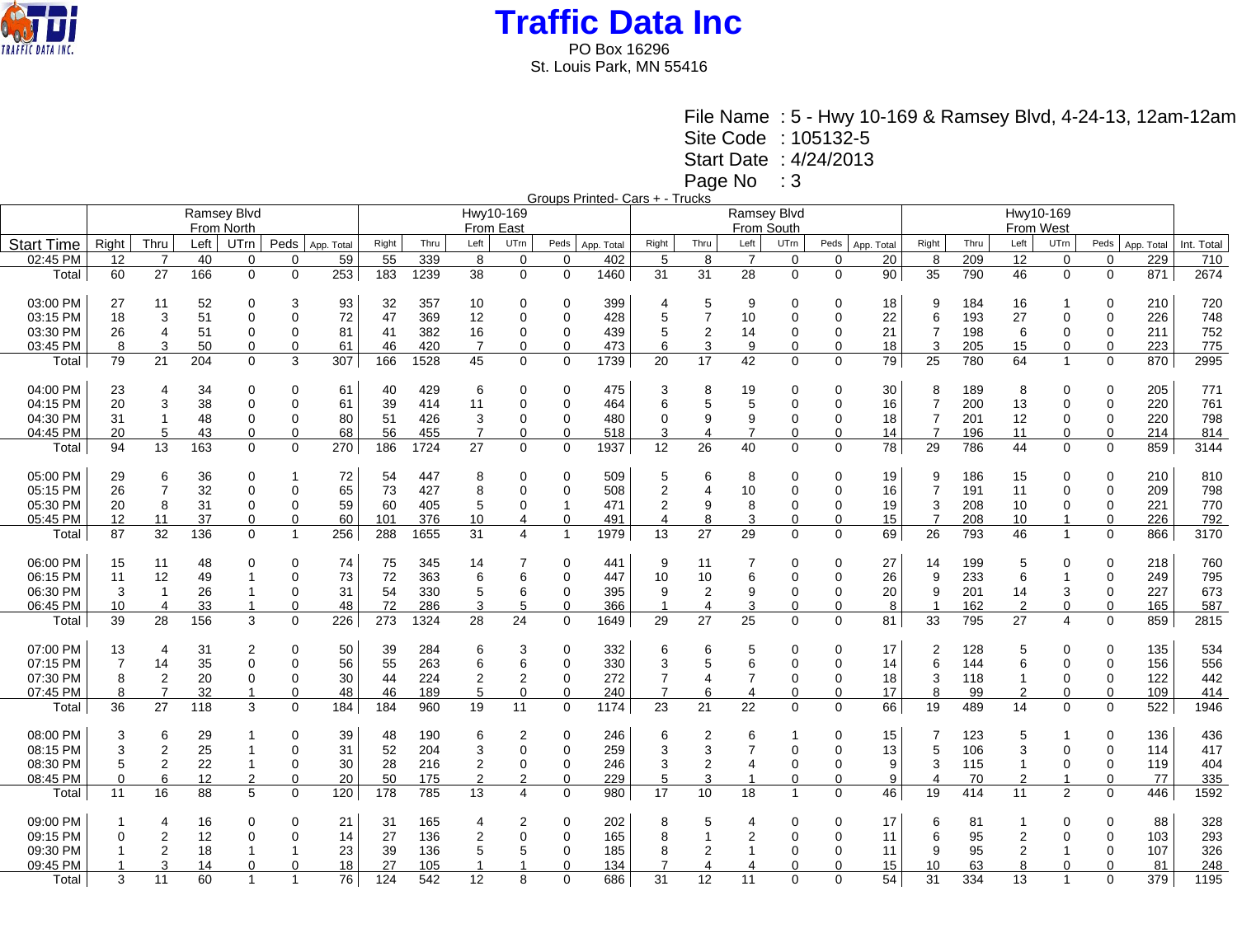# Traffic Data Inc

PO Box 16296
St. Louis Park, MN 55416

File Name : 5 - Hwy 10-169 & Ramsey Blvd, 4-24-13, 12am-12am
Site Code : 105132-5
Start Date : 4/24/2013
Page No : 3

Groups Printed- Cars + - Trucks

| | Ramsey Blvd From North | | | | | | Hwy10-169 From East | | | | | | Ramsey Blvd From South | | | | | | Hwy10-169 From West | | | | | | |
|---|---|---|---|---|---|---|---|---|---|---|---|---|---|---|---|---|---|---|---|---|---|---|---|---|---|
| Start Time | Right | Thru | Left | UTrn | Peds | App. Total | Right | Thru | Left | UTrn | Peds | App. Total | Right | Thru | Left | UTrn | Peds | App. Total | Right | Thru | Left | UTrn | Peds | App. Total | Int. Total |
| 02:45 PM | 12 | 7 | 40 | 0 | 0 | 59 | 55 | 339 | 8 | 0 | 0 | 402 | 5 | 8 | 7 | 0 | 0 | 20 | 8 | 209 | 12 | 0 | 0 | 229 | 710 |
| Total | 60 | 27 | 166 | 0 | 0 | 253 | 183 | 1239 | 38 | 0 | 0 | 1460 | 31 | 31 | 28 | 0 | 0 | 90 | 35 | 790 | 46 | 0 | 0 | 871 | 2674 |
| | | | | | | | | | | | | | | | | | | | | | | | | | |
| 03:00 PM | 27 | 11 | 52 | 0 | 3 | 93 | 32 | 357 | 10 | 0 | 0 | 399 | 4 | 5 | 9 | 0 | 0 | 18 | 9 | 184 | 16 | 1 | 0 | 210 | 720 |
| 03:15 PM | 18 | 3 | 51 | 0 | 0 | 72 | 47 | 369 | 12 | 0 | 0 | 428 | 5 | 7 | 10 | 0 | 0 | 22 | 6 | 193 | 27 | 0 | 0 | 226 | 748 |
| 03:30 PM | 26 | 4 | 51 | 0 | 0 | 81 | 41 | 382 | 16 | 0 | 0 | 439 | 5 | 2 | 14 | 0 | 0 | 21 | 7 | 198 | 6 | 0 | 0 | 211 | 752 |
| 03:45 PM | 8 | 3 | 50 | 0 | 0 | 61 | 46 | 420 | 7 | 0 | 0 | 473 | 6 | 3 | 9 | 0 | 0 | 18 | 3 | 205 | 15 | 0 | 0 | 223 | 775 |
| Total | 79 | 21 | 204 | 0 | 3 | 307 | 166 | 1528 | 45 | 0 | 0 | 1739 | 20 | 17 | 42 | 0 | 0 | 79 | 25 | 780 | 64 | 1 | 0 | 870 | 2995 |
| | | | | | | | | | | | | | | | | | | | | | | | | | |
| 04:00 PM | 23 | 4 | 34 | 0 | 0 | 61 | 40 | 429 | 6 | 0 | 0 | 475 | 3 | 8 | 19 | 0 | 0 | 30 | 8 | 189 | 8 | 0 | 0 | 205 | 771 |
| 04:15 PM | 20 | 3 | 38 | 0 | 0 | 61 | 39 | 414 | 11 | 0 | 0 | 464 | 6 | 5 | 5 | 0 | 0 | 16 | 7 | 200 | 13 | 0 | 0 | 220 | 761 |
| 04:30 PM | 31 | 1 | 48 | 0 | 0 | 80 | 51 | 426 | 3 | 0 | 0 | 480 | 0 | 9 | 9 | 0 | 0 | 18 | 7 | 201 | 12 | 0 | 0 | 220 | 798 |
| 04:45 PM | 20 | 5 | 43 | 0 | 0 | 68 | 56 | 455 | 7 | 0 | 0 | 518 | 3 | 4 | 7 | 0 | 0 | 14 | 7 | 196 | 11 | 0 | 0 | 214 | 814 |
| Total | 94 | 13 | 163 | 0 | 0 | 270 | 186 | 1724 | 27 | 0 | 0 | 1937 | 12 | 26 | 40 | 0 | 0 | 78 | 29 | 786 | 44 | 0 | 0 | 859 | 3144 |
| | | | | | | | | | | | | | | | | | | | | | | | | | |
| 05:00 PM | 29 | 6 | 36 | 0 | 1 | 72 | 54 | 447 | 8 | 0 | 0 | 509 | 5 | 6 | 8 | 0 | 0 | 19 | 9 | 186 | 15 | 0 | 0 | 210 | 810 |
| 05:15 PM | 26 | 7 | 32 | 0 | 0 | 65 | 73 | 427 | 8 | 0 | 0 | 508 | 2 | 4 | 10 | 0 | 0 | 16 | 7 | 191 | 11 | 0 | 0 | 209 | 798 |
| 05:30 PM | 20 | 8 | 31 | 0 | 0 | 59 | 60 | 405 | 5 | 0 | 1 | 471 | 2 | 9 | 8 | 0 | 0 | 19 | 3 | 208 | 10 | 0 | 0 | 221 | 770 |
| 05:45 PM | 12 | 11 | 37 | 0 | 0 | 60 | 101 | 376 | 10 | 4 | 0 | 491 | 4 | 8 | 3 | 0 | 0 | 15 | 7 | 208 | 10 | 1 | 0 | 226 | 792 |
| Total | 87 | 32 | 136 | 0 | 1 | 256 | 288 | 1655 | 31 | 4 | 1 | 1979 | 13 | 27 | 29 | 0 | 0 | 69 | 26 | 793 | 46 | 1 | 0 | 866 | 3170 |
| | | | | | | | | | | | | | | | | | | | | | | | | | |
| 06:00 PM | 15 | 11 | 48 | 0 | 0 | 74 | 75 | 345 | 14 | 7 | 0 | 441 | 9 | 11 | 7 | 0 | 0 | 27 | 14 | 199 | 5 | 0 | 0 | 218 | 760 |
| 06:15 PM | 11 | 12 | 49 | 1 | 0 | 73 | 72 | 363 | 6 | 6 | 0 | 447 | 10 | 10 | 6 | 0 | 0 | 26 | 9 | 233 | 6 | 1 | 0 | 249 | 795 |
| 06:30 PM | 3 | 1 | 26 | 1 | 0 | 31 | 54 | 330 | 5 | 6 | 0 | 395 | 9 | 2 | 9 | 0 | 0 | 20 | 9 | 201 | 14 | 3 | 0 | 227 | 673 |
| 06:45 PM | 10 | 4 | 33 | 1 | 0 | 48 | 72 | 286 | 3 | 5 | 0 | 366 | 1 | 4 | 3 | 0 | 0 | 8 | 1 | 162 | 2 | 0 | 0 | 165 | 587 |
| Total | 39 | 28 | 156 | 3 | 0 | 226 | 273 | 1324 | 28 | 24 | 0 | 1649 | 29 | 27 | 25 | 0 | 0 | 81 | 33 | 795 | 27 | 4 | 0 | 859 | 2815 |
| | | | | | | | | | | | | | | | | | | | | | | | | | |
| 07:00 PM | 13 | 4 | 31 | 2 | 0 | 50 | 39 | 284 | 6 | 3 | 0 | 332 | 6 | 6 | 5 | 0 | 0 | 17 | 2 | 128 | 5 | 0 | 0 | 135 | 534 |
| 07:15 PM | 7 | 14 | 35 | 0 | 0 | 56 | 55 | 263 | 6 | 6 | 0 | 330 | 3 | 5 | 6 | 0 | 0 | 14 | 6 | 144 | 6 | 0 | 0 | 156 | 556 |
| 07:30 PM | 8 | 2 | 20 | 0 | 0 | 30 | 44 | 224 | 2 | 2 | 0 | 272 | 7 | 4 | 7 | 0 | 0 | 18 | 3 | 118 | 1 | 0 | 0 | 122 | 442 |
| 07:45 PM | 8 | 7 | 32 | 1 | 0 | 48 | 46 | 189 | 5 | 0 | 0 | 240 | 7 | 6 | 4 | 0 | 0 | 17 | 8 | 99 | 2 | 0 | 0 | 109 | 414 |
| Total | 36 | 27 | 118 | 3 | 0 | 184 | 184 | 960 | 19 | 11 | 0 | 1174 | 23 | 21 | 22 | 0 | 0 | 66 | 19 | 489 | 14 | 0 | 0 | 522 | 1946 |
| | | | | | | | | | | | | | | | | | | | | | | | | | |
| 08:00 PM | 3 | 6 | 29 | 1 | 0 | 39 | 48 | 190 | 6 | 2 | 0 | 246 | 6 | 2 | 6 | 1 | 0 | 15 | 7 | 123 | 5 | 1 | 0 | 136 | 436 |
| 08:15 PM | 3 | 2 | 25 | 1 | 0 | 31 | 52 | 204 | 3 | 0 | 0 | 259 | 3 | 3 | 7 | 0 | 0 | 13 | 5 | 106 | 3 | 0 | 0 | 114 | 417 |
| 08:30 PM | 5 | 2 | 22 | 1 | 0 | 30 | 28 | 216 | 2 | 0 | 0 | 246 | 3 | 2 | 4 | 0 | 0 | 9 | 3 | 115 | 1 | 0 | 0 | 119 | 404 |
| 08:45 PM | 0 | 6 | 12 | 2 | 0 | 20 | 50 | 175 | 2 | 2 | 0 | 229 | 5 | 3 | 1 | 0 | 0 | 9 | 4 | 70 | 2 | 1 | 0 | 77 | 335 |
| Total | 11 | 16 | 88 | 5 | 0 | 120 | 178 | 785 | 13 | 4 | 0 | 980 | 17 | 10 | 18 | 1 | 0 | 46 | 19 | 414 | 11 | 2 | 0 | 446 | 1592 |
| | | | | | | | | | | | | | | | | | | | | | | | | | |
| 09:00 PM | 1 | 4 | 16 | 0 | 0 | 21 | 31 | 165 | 4 | 2 | 0 | 202 | 8 | 5 | 4 | 0 | 0 | 17 | 6 | 81 | 1 | 0 | 0 | 88 | 328 |
| 09:15 PM | 0 | 2 | 12 | 0 | 0 | 14 | 27 | 136 | 2 | 0 | 0 | 165 | 8 | 1 | 2 | 0 | 0 | 11 | 6 | 95 | 2 | 0 | 0 | 103 | 293 |
| 09:30 PM | 1 | 2 | 18 | 1 | 1 | 23 | 39 | 136 | 5 | 5 | 0 | 185 | 8 | 2 | 1 | 0 | 0 | 11 | 9 | 95 | 2 | 1 | 0 | 107 | 326 |
| 09:45 PM | 1 | 3 | 14 | 0 | 0 | 18 | 27 | 105 | 1 | 1 | 0 | 134 | 7 | 4 | 4 | 0 | 0 | 15 | 10 | 63 | 8 | 0 | 0 | 81 | 248 |
| Total | 3 | 11 | 60 | 1 | 1 | 76 | 124 | 542 | 12 | 8 | 0 | 686 | 31 | 12 | 11 | 0 | 0 | 54 | 31 | 334 | 13 | 1 | 0 | 379 | 1195 |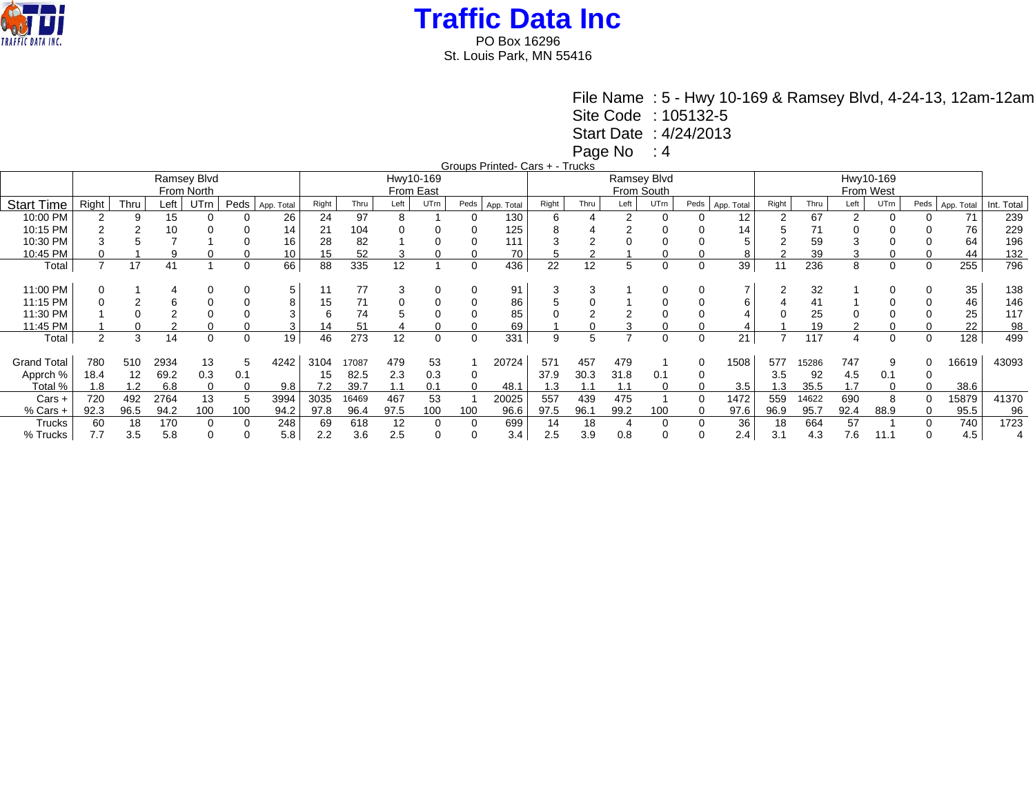# Traffic Data Inc

PO Box 16296
St. Louis Park, MN 55416

File Name : 5 - Hwy 10-169 & Ramsey Blvd, 4-24-13, 12am-12am
Site Code : 105132-5
Start Date : 4/24/2013
Page No : 4

Groups Printed- Cars + - Trucks

| | Ramsey Blvd From North | | | | | | Hwy10-169 From East | | | | | | Ramsey Blvd From South | | | | | | Hwy10-169 From West | | | | | | |
|---|---|---|---|---|---|---|---|---|---|---|---|---|---|---|---|---|---|---|---|---|---|---|---|---|---|
| Start Time | Right | Thru | Left | UTrn | Peds | App. Total | Right | Thru | Left | UTrn | Peds | App. Total | Right | Thru | Left | UTrn | Peds | App. Total | Right | Thru | Left | UTrn | Peds | App. Total | Int. Total |
| 10:00 PM | 2 | 9 | 15 | 0 | 0 | 26 | 24 | 97 | 8 | 1 | 0 | 130 | 6 | 4 | 2 | 0 | 0 | 12 | 2 | 67 | 2 | 0 | 0 | 71 | 239 |
| 10:15 PM | 2 | 2 | 10 | 0 | 0 | 14 | 21 | 104 | 0 | 0 | 0 | 125 | 8 | 4 | 2 | 0 | 0 | 14 | 5 | 71 | 0 | 0 | 0 | 76 | 229 |
| 10:30 PM | 3 | 5 | 7 | 1 | 0 | 16 | 28 | 82 | 1 | 0 | 0 | 111 | 3 | 2 | 0 | 0 | 0 | 5 | 2 | 59 | 3 | 0 | 0 | 64 | 196 |
| 10:45 PM | 0 | 1 | 9 | 0 | 0 | 10 | 15 | 52 | 3 | 0 | 0 | 70 | 5 | 2 | 1 | 0 | 0 | 8 | 2 | 39 | 3 | 0 | 0 | 44 | 132 |
| Total | 7 | 17 | 41 | 1 | 0 | 66 | 88 | 335 | 12 | 1 | 0 | 436 | 22 | 12 | 5 | 0 | 0 | 39 | 11 | 236 | 8 | 0 | 0 | 255 | 796 |
| | | | | | | | | | | | | | | | | | | | | | | | | | |
| 11:00 PM | 0 | 1 | 4 | 0 | 0 | 5 | 11 | 77 | 3 | 0 | 0 | 91 | 3 | 3 | 1 | 0 | 0 | 7 | 2 | 32 | 1 | 0 | 0 | 35 | 138 |
| 11:15 PM | 0 | 2 | 6 | 0 | 0 | 8 | 15 | 71 | 0 | 0 | 0 | 86 | 5 | 0 | 1 | 0 | 0 | 6 | 4 | 41 | 1 | 0 | 0 | 46 | 146 |
| 11:30 PM | 1 | 0 | 2 | 0 | 0 | 3 | 6 | 74 | 5 | 0 | 0 | 85 | 0 | 2 | 2 | 0 | 0 | 4 | 0 | 25 | 0 | 0 | 0 | 25 | 117 |
| 11:45 PM | 1 | 0 | 2 | 0 | 0 | 3 | 14 | 51 | 4 | 0 | 0 | 69 | 1 | 0 | 3 | 0 | 0 | 4 | 1 | 19 | 2 | 0 | 0 | 22 | 98 |
| Total | 2 | 3 | 14 | 0 | 0 | 19 | 46 | 273 | 12 | 0 | 0 | 331 | 9 | 5 | 7 | 0 | 0 | 21 | 7 | 117 | 4 | 0 | 0 | 128 | 499 |
| | | | | | | | | | | | | | | | | | | | | | | | | | |
| Grand Total | 780 | 510 | 2934 | 13 | 5 | 4242 | 3104 | 17087 | 479 | 53 | 1 | 20724 | 571 | 457 | 479 | 1 | 0 | 1508 | 577 | 15286 | 747 | 9 | 0 | 16619 | 43093 |
| Apprch % | 18.4 | 12 | 69.2 | 0.3 | 0.1 | | 15 | 82.5 | 2.3 | 0.3 | 0 | | 37.9 | 30.3 | 31.8 | 0.1 | 0 | | 3.5 | 92 | 4.5 | 0.1 | 0 | | |
| Total % | 1.8 | 1.2 | 6.8 | 0 | 0 | 9.8 | 7.2 | 39.7 | 1.1 | 0.1 | 0 | 48.1 | 1.3 | 1.1 | 1.1 | 0 | 0 | 3.5 | 1.3 | 35.5 | 1.7 | 0 | 0 | 38.6 | |
| Cars + | 720 | 492 | 2764 | 13 | 5 | 3994 | 3035 | 16469 | 467 | 53 | 1 | 20025 | 557 | 439 | 475 | 1 | 0 | 1472 | 559 | 14622 | 690 | 8 | 0 | 15879 | 41370 |
| % Cars + | 92.3 | 96.5 | 94.2 | 100 | 100 | 94.2 | 97.8 | 96.4 | 97.5 | 100 | 100 | 96.6 | 97.5 | 96.1 | 99.2 | 100 | 0 | 97.6 | 96.9 | 95.7 | 92.4 | 88.9 | 0 | 95.5 | 96 |
| Trucks | 60 | 18 | 170 | 0 | 0 | 248 | 69 | 618 | 12 | 0 | 0 | 699 | 14 | 18 | 4 | 0 | 0 | 36 | 18 | 664 | 57 | 1 | 0 | 740 | 1723 |
| % Trucks | 7.7 | 3.5 | 5.8 | 0 | 0 | 5.8 | 2.2 | 3.6 | 2.5 | 0 | 0 | 3.4 | 2.5 | 3.9 | 0.8 | 0 | 0 | 2.4 | 3.1 | 4.3 | 7.6 | 11.1 | 0 | 4.5 | 4 |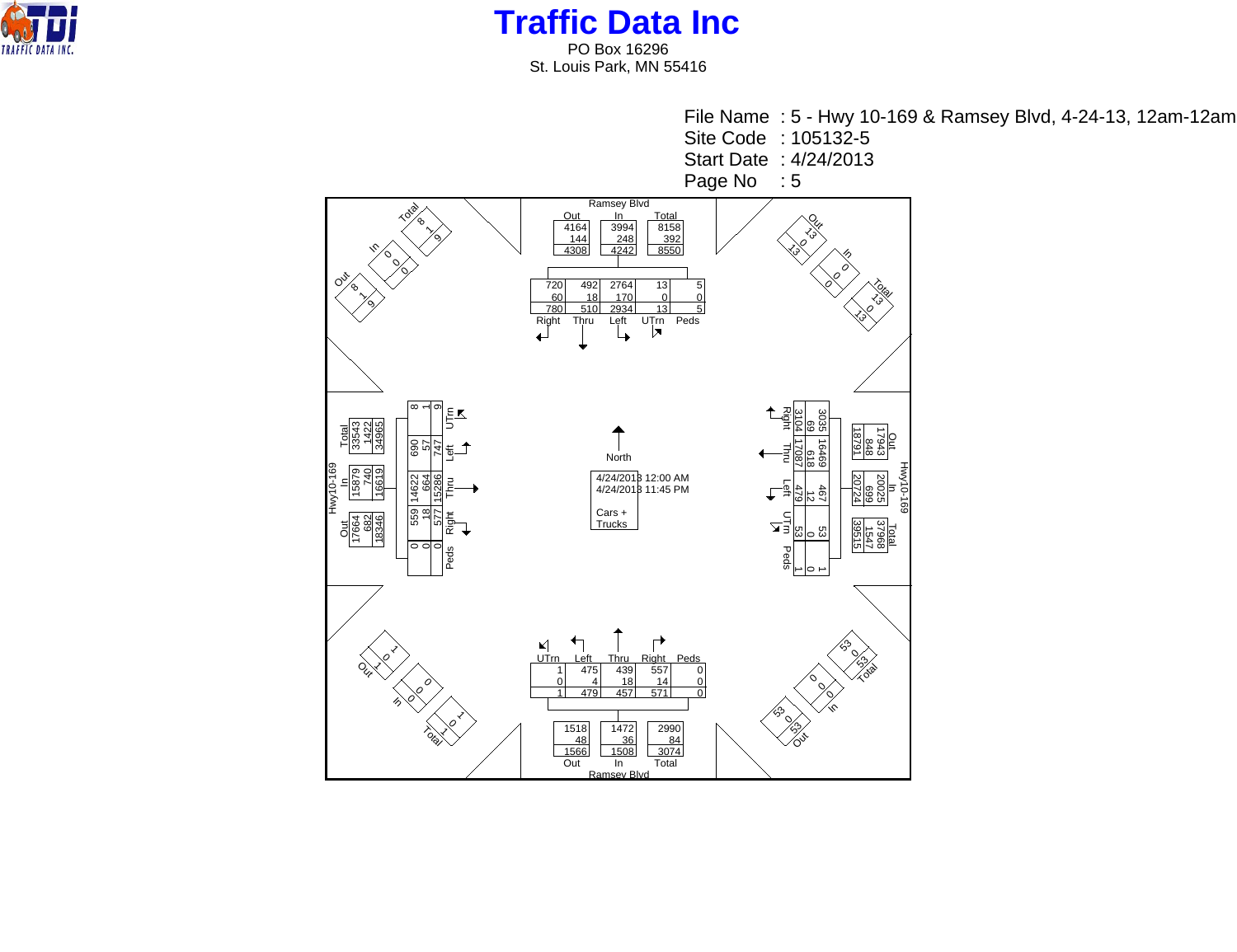# Traffic Data Inc

PO Box 16296
St. Louis Park, MN 55416

File Name : 5 - Hwy 10-169 & Ramsey Blvd, 4-24-13, 12am-12am
Site Code : 105132-5
Start Date : 4/24/2013
Page No : 5

4/24/2013 12:00 AM
4/24/2013 11:45 PM

Cars +
Trucks

North

**Ramsey Blvd (North approach)**

| | Out | In | Total |
|---|---|---|---|
| | 4164 | 3994 | 8158 |
| | 144 | 248 | 392 |
| | 4308 | 4242 | 8550 |

| Right | Thru | Left | UTrn | Peds |
|---|---|---|---|---|
| 720 | 492 | 2764 | 13 | 5 |
| 60 | 18 | 170 | 0 | 0 |
| 780 | 510 | 2934 | 13 | 5 |

**Hwy10-169 (West approach)**

| | Out | In | Total |
|---|---|---|---|
| | 17664 | 15879 | 33543 |
| | 682 | 740 | 1422 |
| | 18346 | 16619 | 34965 |

| UTrn | Left | Thru | Right | Peds |
|---|---|---|---|---|
| 8 | 690 | 14622 | 559 | 0 |
| 1 | 57 | 664 | 18 | 0 |
| 9 | 747 | 15286 | 577 | 0 |

**Hwy10-169 (East approach)**

| | Out | In | Total |
|---|---|---|---|
| | 17943 | 20025 | 37968 |
| | 848 | 699 | 1547 |
| | 18791 | 20724 | 39515 |

| Right | Thru | Left | UTrn | Peds |
|---|---|---|---|---|
| 3035 | 16469 | 467 | 53 | 1 |
| 69 | 618 | 12 | 0 | 0 |
| 3104 | 17087 | 479 | 53 | 1 |

**Ramsey Blvd (South approach)**

| UTrn | Left | Thru | Right | Peds |
|---|---|---|---|---|
| 1 | 475 | 439 | 557 | 0 |
| 0 | 4 | 18 | 14 | 0 |
| 1 | 479 | 457 | 571 | 0 |

| | Out | In | Total |
|---|---|---|---|
| | 1518 | 1472 | 2990 |
| | 48 | 36 | 84 |
| | 1566 | 1508 | 3074 |

**Corners**

| Corner | Out | In | Total |
|---|---|---|---|
| NW | 8 / 1 / 9 | 0 / 0 / 0 | 8 / 1 / 9 |
| NE | 13 / 0 / 13 | 0 / 0 / 0 | 13 / 0 / 13 |
| SW | 1 / 0 / 1 | 0 / 0 / 0 | 1 / 0 / 1 |
| SE | 53 / 0 / 53 | 0 / 0 / 0 | 53 / 0 / 53 |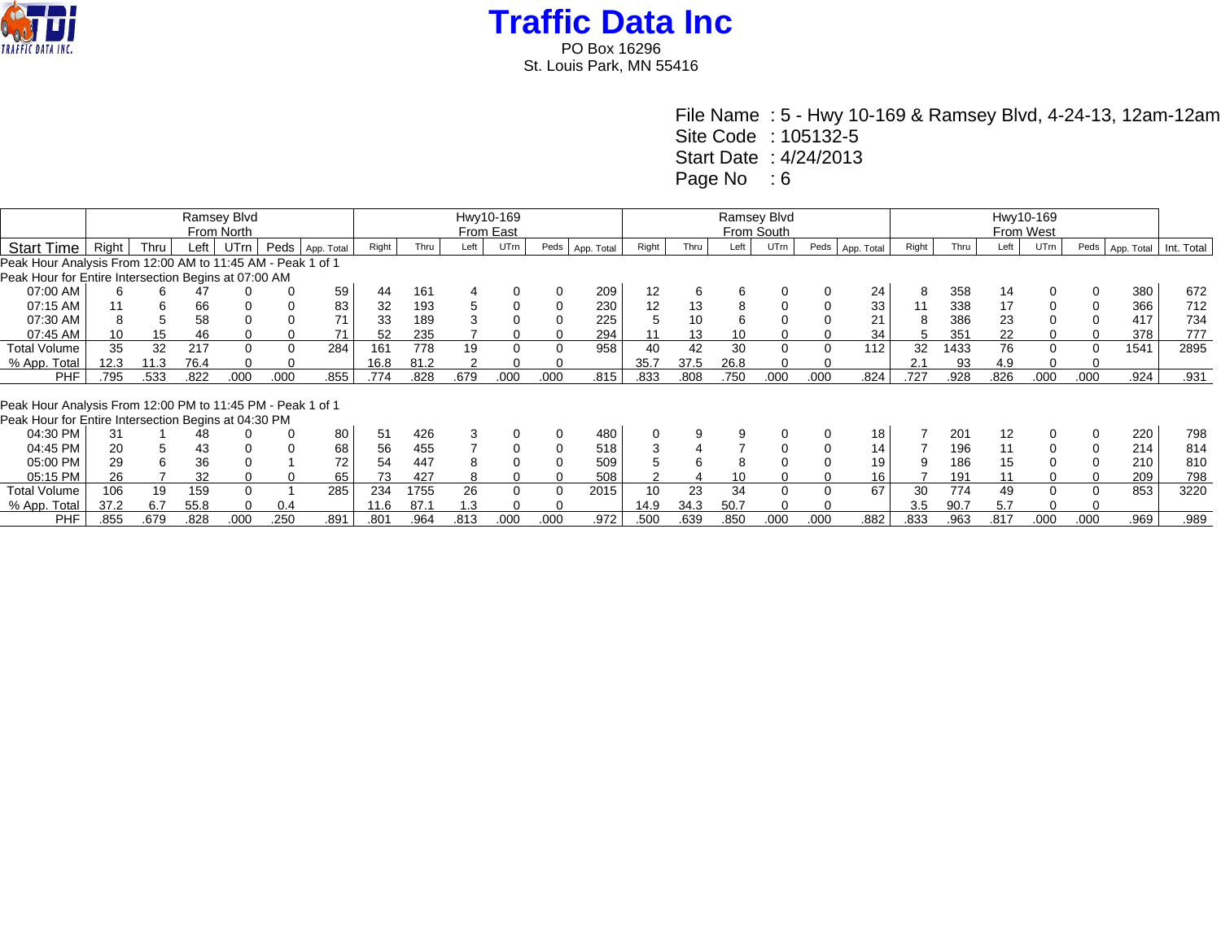# Traffic Data Inc

PO Box 16296
St. Louis Park, MN 55416

File Name : 5 - Hwy 10-169 & Ramsey Blvd, 4-24-13, 12am-12am
Site Code : 105132-5
Start Date : 4/24/2013
Page No : 6

| | Ramsey Blvd From North | | | | | | Hwy10-169 From East | | | | | | Ramsey Blvd From South | | | | | | Hwy10-169 From West | | | | | | |
|---|---|---|---|---|---|---|---|---|---|---|---|---|---|---|---|---|---|---|---|---|---|---|---|---|---|
| Start Time | Right | Thru | Left | UTrn | Peds | App. Total | Right | Thru | Left | UTrn | Peds | App. Total | Right | Thru | Left | UTrn | Peds | App. Total | Right | Thru | Left | UTrn | Peds | App. Total | Int. Total |
| Peak Hour Analysis From 12:00 AM to 11:45 AM - Peak 1 of 1 | | | | | | | | | | | | | | | | | | | | | | | | | |
| Peak Hour for Entire Intersection Begins at 07:00 AM | | | | | | | | | | | | | | | | | | | | | | | | | |
| 07:00 AM | 6 | 6 | 47 | 0 | 0 | 59 | 44 | 161 | 4 | 0 | 0 | 209 | 12 | 6 | 6 | 0 | 0 | 24 | 8 | 358 | 14 | 0 | 0 | 380 | 672 |
| 07:15 AM | 11 | 6 | 66 | 0 | 0 | 83 | 32 | 193 | 5 | 0 | 0 | 230 | 12 | 13 | 8 | 0 | 0 | 33 | 11 | 338 | 17 | 0 | 0 | 366 | 712 |
| 07:30 AM | 8 | 5 | 58 | 0 | 0 | 71 | 33 | 189 | 3 | 0 | 0 | 225 | 5 | 10 | 6 | 0 | 0 | 21 | 8 | 386 | 23 | 0 | 0 | 417 | 734 |
| 07:45 AM | 10 | 15 | 46 | 0 | 0 | 71 | 52 | 235 | 7 | 0 | 0 | 294 | 11 | 13 | 10 | 0 | 0 | 34 | 5 | 351 | 22 | 0 | 0 | 378 | 777 |
| Total Volume | 35 | 32 | 217 | 0 | 0 | 284 | 161 | 778 | 19 | 0 | 0 | 958 | 40 | 42 | 30 | 0 | 0 | 112 | 32 | 1433 | 76 | 0 | 0 | 1541 | 2895 |
| % App. Total | 12.3 | 11.3 | 76.4 | 0 | 0 | | 16.8 | 81.2 | 2 | 0 | 0 | | 35.7 | 37.5 | 26.8 | 0 | 0 | | 2.1 | 93 | 4.9 | 0 | 0 | | |
| PHF | .795 | .533 | .822 | .000 | .000 | .855 | .774 | .828 | .679 | .000 | .000 | .815 | .833 | .808 | .750 | .000 | .000 | .824 | .727 | .928 | .826 | .000 | .000 | .924 | .931 |
| Peak Hour Analysis From 12:00 PM to 11:45 PM - Peak 1 of 1 | | | | | | | | | | | | | | | | | | | | | | | | | |
| Peak Hour for Entire Intersection Begins at 04:30 PM | | | | | | | | | | | | | | | | | | | | | | | | | |
| 04:30 PM | 31 | 1 | 48 | 0 | 0 | 80 | 51 | 426 | 3 | 0 | 0 | 480 | 0 | 9 | 9 | 0 | 0 | 18 | 7 | 201 | 12 | 0 | 0 | 220 | 798 |
| 04:45 PM | 20 | 5 | 43 | 0 | 0 | 68 | 56 | 455 | 7 | 0 | 0 | 518 | 3 | 4 | 7 | 0 | 0 | 14 | 7 | 196 | 11 | 0 | 0 | 214 | 814 |
| 05:00 PM | 29 | 6 | 36 | 0 | 1 | 72 | 54 | 447 | 8 | 0 | 0 | 509 | 5 | 6 | 8 | 0 | 0 | 19 | 9 | 186 | 15 | 0 | 0 | 210 | 810 |
| 05:15 PM | 26 | 7 | 32 | 0 | 0 | 65 | 73 | 427 | 8 | 0 | 0 | 508 | 2 | 4 | 10 | 0 | 0 | 16 | 7 | 191 | 11 | 0 | 0 | 209 | 798 |
| Total Volume | 106 | 19 | 159 | 0 | 1 | 285 | 234 | 1755 | 26 | 0 | 0 | 2015 | 10 | 23 | 34 | 0 | 0 | 67 | 30 | 774 | 49 | 0 | 0 | 853 | 3220 |
| % App. Total | 37.2 | 6.7 | 55.8 | 0 | 0.4 | | 11.6 | 87.1 | 1.3 | 0 | 0 | | 14.9 | 34.3 | 50.7 | 0 | 0 | | 3.5 | 90.7 | 5.7 | 0 | 0 | | |
| PHF | .855 | .679 | .828 | .000 | .250 | .891 | .801 | .964 | .813 | .000 | .000 | .972 | .500 | .639 | .850 | .000 | .000 | .882 | .833 | .963 | .817 | .000 | .000 | .969 | .989 |